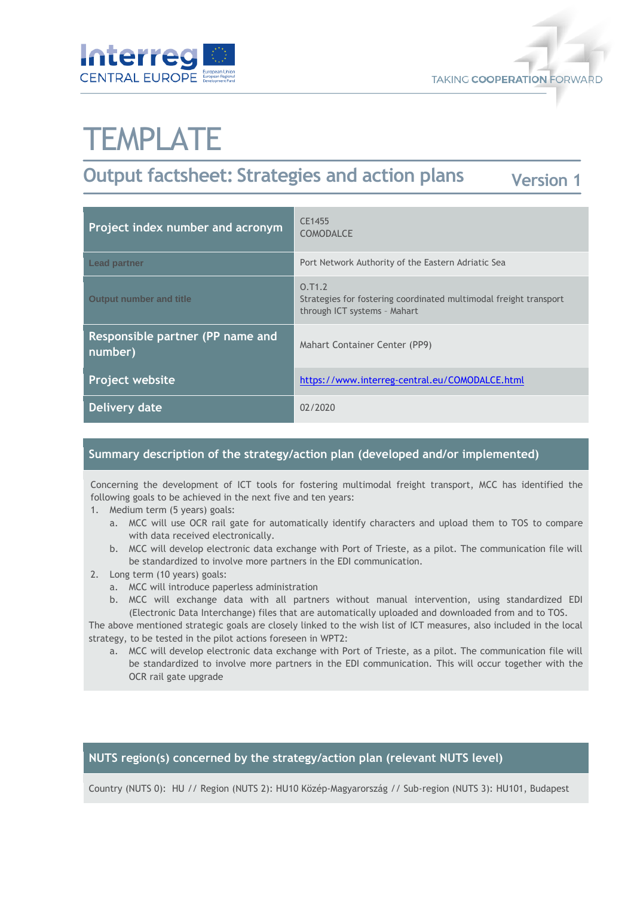# TEMPLATE

## Output factsheet: Strategies and action plans

Version 1

| Project index number and acronym | CE1455<br>COMODALCE |
|---|---|
| Lead partner | Port Network Authority of the Eastern Adriatic Sea |
| Output number and title | O.T1.2<br>Strategies for fostering coordinated multimodal freight transport through ICT systems - Mahart |
| Responsible partner (PP name and number) | Mahart Container Center (PP9) |
| Project website | https://www.interreg-central.eu/COMODALCE.html |
| Delivery date | 02/2020 |

### Summary description of the strategy/action plan (developed and/or implemented)

Concerning the development of ICT tools for fostering multimodal freight transport, MCC has identified the following goals to be achieved in the next five and ten years:

1. Medium term (5 years) goals:
   a. MCC will use OCR rail gate for automatically identify characters and upload them to TOS to compare with data received electronically.
   b. MCC will develop electronic data exchange with Port of Trieste, as a pilot. The communication file will be standardized to involve more partners in the EDI communication.
2. Long term (10 years) goals:
   a. MCC will introduce paperless administration
   b. MCC will exchange data with all partners without manual intervention, using standardized EDI (Electronic Data Interchange) files that are automatically uploaded and downloaded from and to TOS.

The above mentioned strategic goals are closely linked to the wish list of ICT measures, also included in the local strategy, to be tested in the pilot actions foreseen in WPT2:

   a. MCC will develop electronic data exchange with Port of Trieste, as a pilot. The communication file will be standardized to involve more partners in the EDI communication. This will occur together with the OCR rail gate upgrade

### NUTS region(s) concerned by the strategy/action plan (relevant NUTS level)

Country (NUTS 0): HU // Region (NUTS 2): HU10 Közép-Magyarország // Sub-region (NUTS 3): HU101, Budapest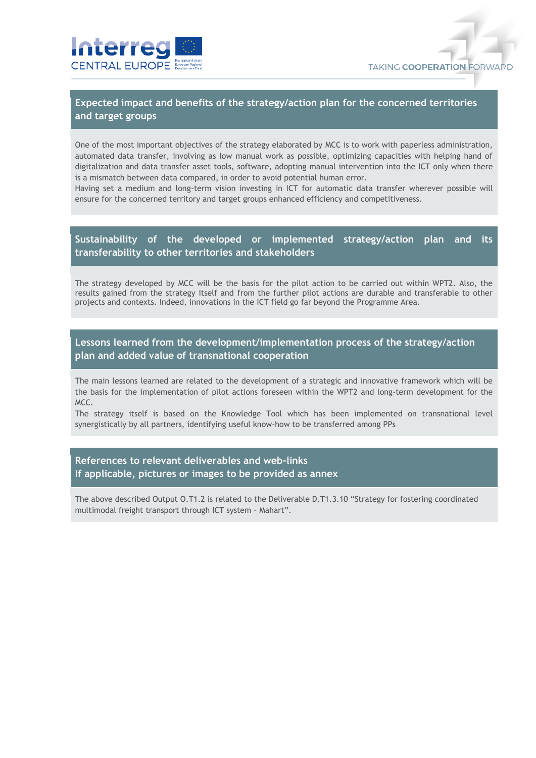## Expected impact and benefits of the strategy/action plan for the concerned territories and target groups

One of the most important objectives of the strategy elaborated by MCC is to work with paperless administration, automated data transfer, involving as low manual work as possible, optimizing capacities with helping hand of digitalization and data transfer asset tools, software, adopting manual intervention into the ICT only when there is a mismatch between data compared, in order to avoid potential human error.

Having set a medium and long-term vision investing in ICT for automatic data transfer wherever possible will ensure for the concerned territory and target groups enhanced efficiency and competitiveness.

## Sustainability of the developed or implemented strategy/action plan and its transferability to other territories and stakeholders

The strategy developed by MCC will be the basis for the pilot action to be carried out within WPT2. Also, the results gained from the strategy itself and from the further pilot actions are durable and transferable to other projects and contexts. Indeed, innovations in the ICT field go far beyond the Programme Area.

## Lessons learned from the development/implementation process of the strategy/action plan and added value of transnational cooperation

The main lessons learned are related to the development of a strategic and innovative framework which will be the basis for the implementation of pilot actions foreseen within the WPT2 and long-term development for the MCC.

The strategy itself is based on the Knowledge Tool which has been implemented on transnational level synergistically by all partners, identifying useful know-how to be transferred among PPs

## References to relevant deliverables and web-links
## If applicable, pictures or images to be provided as annex

The above described Output O.T1.2 is related to the Deliverable D.T1.3.10 “Strategy for fostering coordinated multimodal freight transport through ICT system – Mahart”.